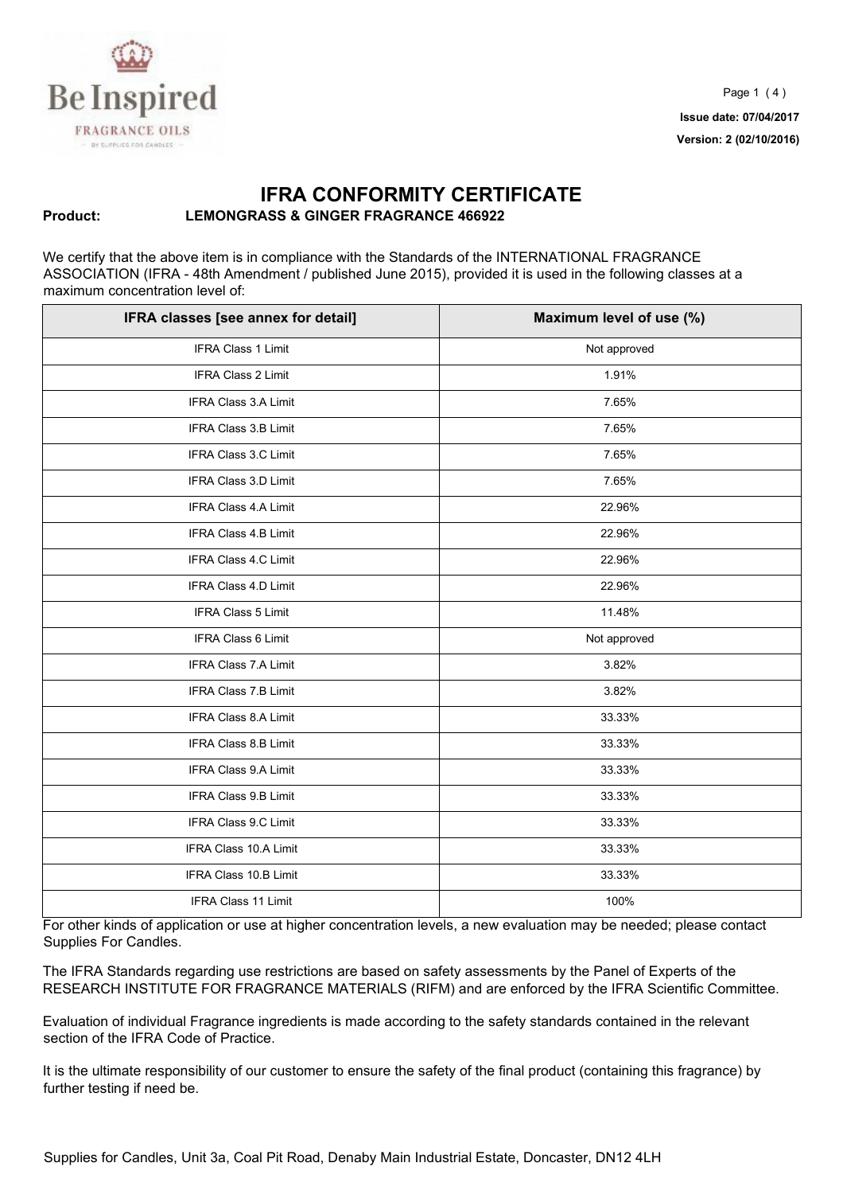Issue date: 07/04/2017

Version: 2 (02/10/2016)

# IFRA CONFORMITY CERTIFICATE

**Product:** **LEMONGRASS & GINGER FRAGRANCE 466922**

We certify that the above item is in compliance with the Standards of the INTERNATIONAL FRAGRANCE ASSOCIATION (IFRA - 48th Amendment / published June 2015), provided it is used in the following classes at a maximum concentration level of:

| IFRA classes [see annex for detail] | Maximum level of use (%) |
|---|---|
| IFRA Class 1 Limit | Not approved |
| IFRA Class 2 Limit | 1.91% |
| IFRA Class 3.A Limit | 7.65% |
| IFRA Class 3.B Limit | 7.65% |
| IFRA Class 3.C Limit | 7.65% |
| IFRA Class 3.D Limit | 7.65% |
| IFRA Class 4.A Limit | 22.96% |
| IFRA Class 4.B Limit | 22.96% |
| IFRA Class 4.C Limit | 22.96% |
| IFRA Class 4.D Limit | 22.96% |
| IFRA Class 5 Limit | 11.48% |
| IFRA Class 6 Limit | Not approved |
| IFRA Class 7.A Limit | 3.82% |
| IFRA Class 7.B Limit | 3.82% |
| IFRA Class 8.A Limit | 33.33% |
| IFRA Class 8.B Limit | 33.33% |
| IFRA Class 9.A Limit | 33.33% |
| IFRA Class 9.B Limit | 33.33% |
| IFRA Class 9.C Limit | 33.33% |
| IFRA Class 10.A Limit | 33.33% |
| IFRA Class 10.B Limit | 33.33% |
| IFRA Class 11 Limit | 100% |

For other kinds of application or use at higher concentration levels, a new evaluation may be needed; please contact Supplies For Candles.

The IFRA Standards regarding use restrictions are based on safety assessments by the Panel of Experts of the RESEARCH INSTITUTE FOR FRAGRANCE MATERIALS (RIFM) and are enforced by the IFRA Scientific Committee.

Evaluation of individual Fragrance ingredients is made according to the safety standards contained in the relevant section of the IFRA Code of Practice.

It is the ultimate responsibility of our customer to ensure the safety of the final product (containing this fragrance) by further testing if need be.

Supplies for Candles, Unit 3a, Coal Pit Road, Denaby Main Industrial Estate, Doncaster, DN12 4LH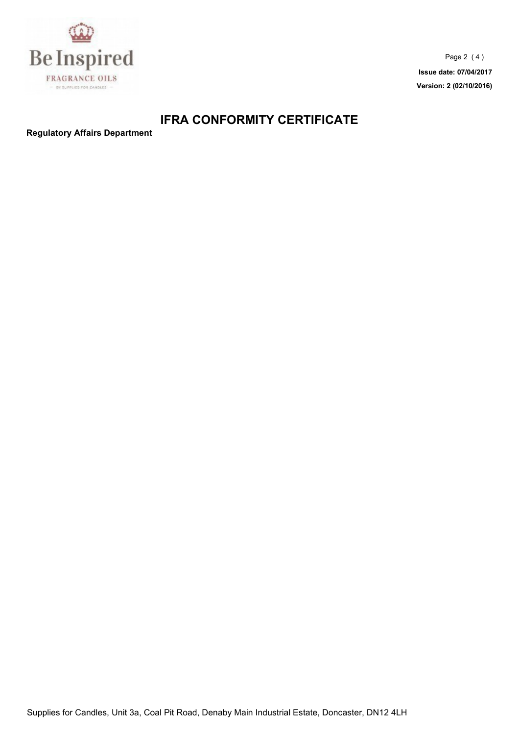# IFRA CONFORMITY CERTIFICATE

**Regulatory Affairs Department**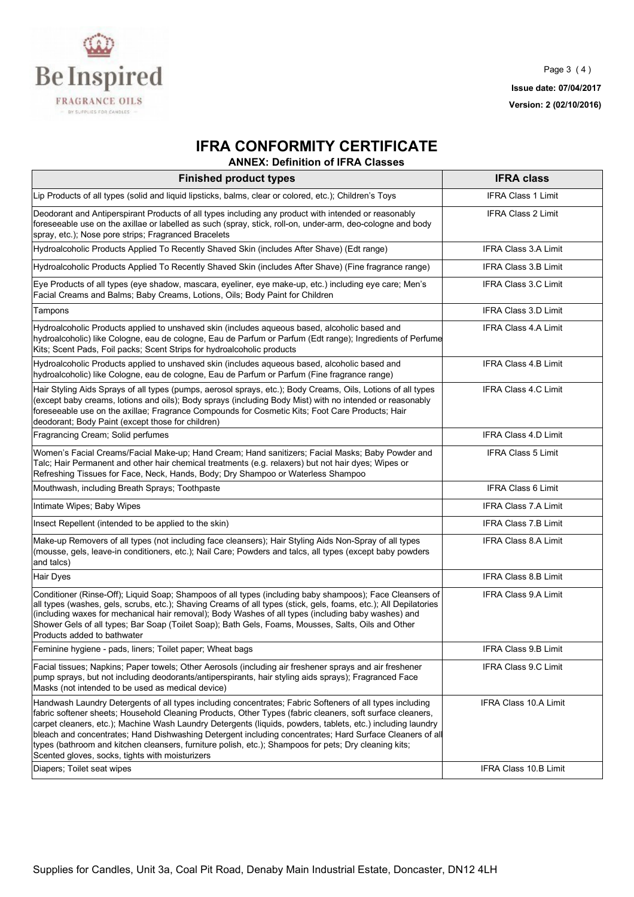# IFRA CONFORMITY CERTIFICATE

## ANNEX: Definition of IFRA Classes

| Finished product types | IFRA class |
|---|---|
| Lip Products of all types (solid and liquid lipsticks, balms, clear or colored, etc.); Children's Toys | IFRA Class 1 Limit |
| Deodorant and Antiperspirant Products of all types including any product with intended or reasonably foreseeable use on the axillae or labelled as such (spray, stick, roll-on, under-arm, deo-cologne and body spray, etc.); Nose pore strips; Fragranced Bracelets | IFRA Class 2 Limit |
| Hydroalcoholic Products Applied To Recently Shaved Skin (includes After Shave) (Edt range) | IFRA Class 3.A Limit |
| Hydroalcoholic Products Applied To Recently Shaved Skin (includes After Shave) (Fine fragrance range) | IFRA Class 3.B Limit |
| Eye Products of all types (eye shadow, mascara, eyeliner, eye make-up, etc.) including eye care; Men's Facial Creams and Balms; Baby Creams, Lotions, Oils; Body Paint for Children | IFRA Class 3.C Limit |
| Tampons | IFRA Class 3.D Limit |
| Hydroalcoholic Products applied to unshaved skin (includes aqueous based, alcoholic based and hydroalcoholic) like Cologne, eau de cologne, Eau de Parfum or Parfum (Edt range); Ingredients of Perfume Kits; Scent Pads, Foil packs; Scent Strips for hydroalcoholic products | IFRA Class 4.A Limit |
| Hydroalcoholic Products applied to unshaved skin (includes aqueous based, alcoholic based and hydroalcoholic) like Cologne, eau de cologne, Eau de Parfum or Parfum (Fine fragrance range) | IFRA Class 4.B Limit |
| Hair Styling Aids Sprays of all types (pumps, aerosol sprays, etc.); Body Creams, Oils, Lotions of all types (except baby creams, lotions and oils); Body sprays (including Body Mist) with no intended or reasonably foreseeable use on the axillae; Fragrance Compounds for Cosmetic Kits; Foot Care Products; Hair deodorant; Body Paint (except those for children) | IFRA Class 4.C Limit |
| Fragrancing Cream; Solid perfumes | IFRA Class 4.D Limit |
| Women's Facial Creams/Facial Make-up; Hand Cream; Hand sanitizers; Facial Masks; Baby Powder and Talc; Hair Permanent and other hair chemical treatments (e.g. relaxers) but not hair dyes; Wipes or Refreshing Tissues for Face, Neck, Hands, Body; Dry Shampoo or Waterless Shampoo | IFRA Class 5 Limit |
| Mouthwash, including Breath Sprays; Toothpaste | IFRA Class 6 Limit |
| Intimate Wipes; Baby Wipes | IFRA Class 7.A Limit |
| Insect Repellent (intended to be applied to the skin) | IFRA Class 7.B Limit |
| Make-up Removers of all types (not including face cleansers); Hair Styling Aids Non-Spray of all types (mousse, gels, leave-in conditioners, etc.); Nail Care; Powders and talcs, all types (except baby powders and talcs) | IFRA Class 8.A Limit |
| Hair Dyes | IFRA Class 8.B Limit |
| Conditioner (Rinse-Off); Liquid Soap; Shampoos of all types (including baby shampoos); Face Cleansers of all types (washes, gels, scrubs, etc.); Shaving Creams of all types (stick, gels, foams, etc.); All Depilatories (including waxes for mechanical hair removal); Body Washes of all types (including baby washes) and Shower Gels of all types; Bar Soap (Toilet Soap); Bath Gels, Foams, Mousses, Salts, Oils and Other Products added to bathwater | IFRA Class 9.A Limit |
| Feminine hygiene - pads, liners; Toilet paper; Wheat bags | IFRA Class 9.B Limit |
| Facial tissues; Napkins; Paper towels; Other Aerosols (including air freshener sprays and air freshener pump sprays, but not including deodorants/antiperspirants, hair styling aids sprays); Fragranced Face Masks (not intended to be used as medical device) | IFRA Class 9.C Limit |
| Handwash Laundry Detergents of all types including concentrates; Fabric Softeners of all types including fabric softener sheets; Household Cleaning Products, Other Types (fabric cleaners, soft surface cleaners, carpet cleaners, etc.); Machine Wash Laundry Detergents (liquids, powders, tablets, etc.) including laundry bleach and concentrates; Hand Dishwashing Detergent including concentrates; Hard Surface Cleaners of all types (bathroom and kitchen cleansers, furniture polish, etc.); Shampoos for pets; Dry cleaning kits; Scented gloves, socks, tights with moisturizers | IFRA Class 10.A Limit |
| Diapers; Toilet seat wipes | IFRA Class 10.B Limit |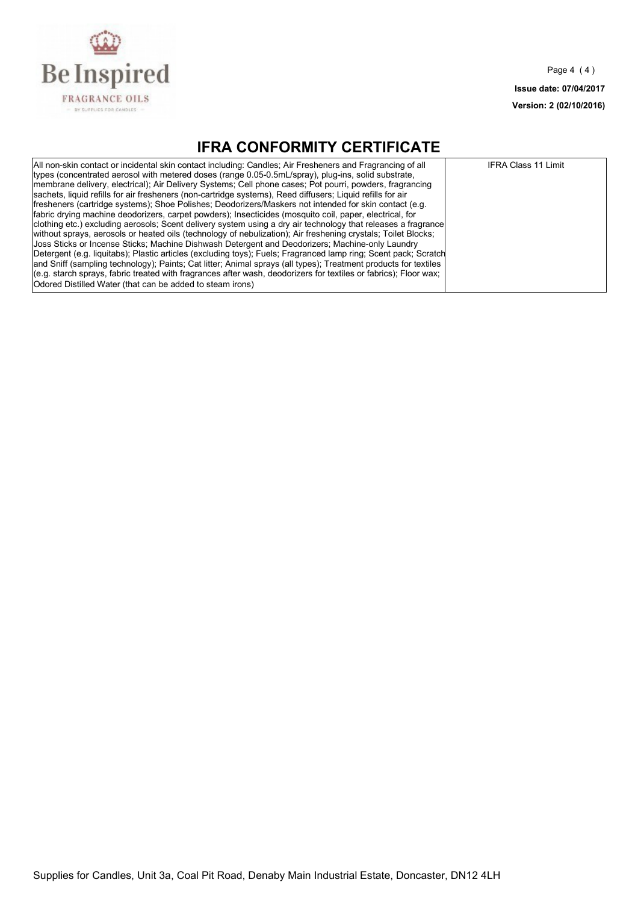# IFRA CONFORMITY CERTIFICATE

| | |
|---|---|
| All non-skin contact or incidental skin contact including: Candles; Air Fresheners and Fragrancing of all types (concentrated aerosol with metered doses (range 0.05-0.5mL/spray), plug-ins, solid substrate, membrane delivery, electrical); Air Delivery Systems; Cell phone cases; Pot pourri, powders, fragrancing sachets, liquid refills for air fresheners (non-cartridge systems), Reed diffusers; Liquid refills for air fresheners (cartridge systems); Shoe Polishes; Deodorizers/Maskers not intended for skin contact (e.g. fabric drying machine deodorizers, carpet powders); Insecticides (mosquito coil, paper, electrical, for clothing etc.) excluding aerosols; Scent delivery system using a dry air technology that releases a fragrance without sprays, aerosols or heated oils (technology of nebulization); Air freshening crystals; Toilet Blocks; Joss Sticks or Incense Sticks; Machine Dishwash Detergent and Deodorizers; Machine-only Laundry Detergent (e.g. liquitabs); Plastic articles (excluding toys); Fuels; Fragranced lamp ring; Scent pack; Scratch and Sniff (sampling technology); Paints; Cat litter; Animal sprays (all types); Treatment products for textiles (e.g. starch sprays, fabric treated with fragrances after wash, deodorizers for textiles or fabrics); Floor wax; Odored Distilled Water (that can be added to steam irons) | IFRA Class 11 Limit |

Supplies for Candles, Unit 3a, Coal Pit Road, Denaby Main Industrial Estate, Doncaster, DN12 4LH